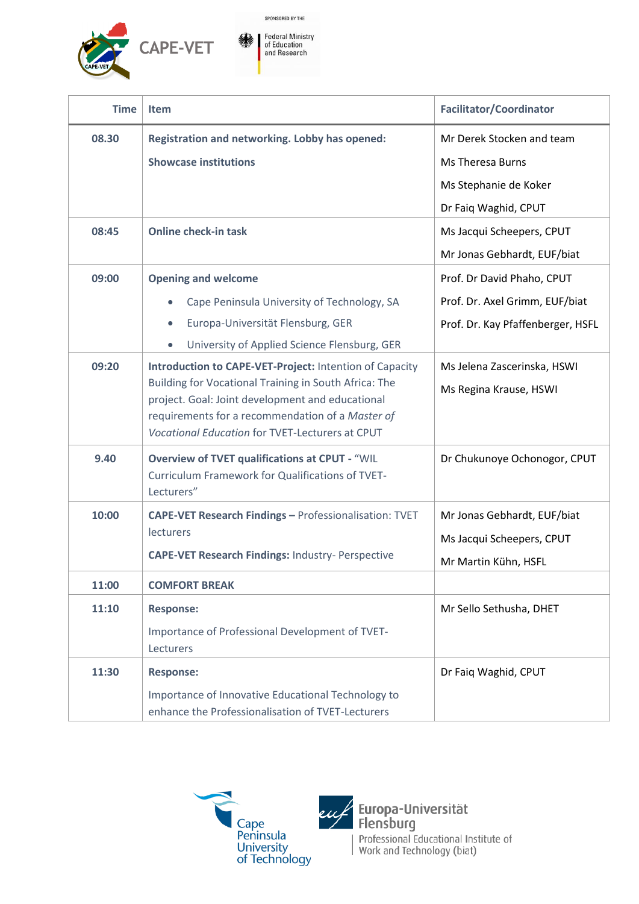CAPE-VET

SPONSORED BY THE Federal Ministry of Education and Research

| Time | Item | Facilitator/Coordinator |
|---|---|---|
| 08.30 | **Registration and networking. Lobby has opened:**<br>**Showcase institutions** | Mr Derek Stocken and team<br>Ms Theresa Burns<br>Ms Stephanie de Koker<br>Dr Faiq Waghid, CPUT |
| 08:45 | **Online check-in task** | Ms Jacqui Scheepers, CPUT<br>Mr Jonas Gebhardt, EUF/biat |
| 09:00 | **Opening and welcome**<br>• Cape Peninsula University of Technology, SA<br>• Europa-Universität Flensburg, GER<br>• University of Applied Science Flensburg, GER | Prof. Dr David Phaho, CPUT<br>Prof. Dr. Axel Grimm, EUF/biat<br>Prof. Dr. Kay Pfaffenberger, HSFL |
| 09:20 | **Introduction to CAPE-VET-Project:** Intention of Capacity Building for Vocational Training in South Africa: The project. Goal: Joint development and educational requirements for a recommendation of a *Master of Vocational Education* for TVET-Lecturers at CPUT | Ms Jelena Zascerinska, HSWI<br>Ms Regina Krause, HSWI |
| 9.40 | **Overview of TVET qualifications at CPUT -** "WIL Curriculum Framework for Qualifications of TVET-Lecturers" | Dr Chukunoye Ochonogor, CPUT |
| 10:00 | **CAPE-VET Research Findings –** Professionalisation: TVET lecturers<br>**CAPE-VET Research Findings:** Industry- Perspective | Mr Jonas Gebhardt, EUF/biat<br>Ms Jacqui Scheepers, CPUT<br>Mr Martin Kühn, HSFL |
| 11:00 | **COMFORT BREAK** | |
| 11:10 | **Response:**<br>Importance of Professional Development of TVET-Lecturers | Mr Sello Sethusha, DHET |
| 11:30 | **Response:**<br>Importance of Innovative Educational Technology to enhance the Professionalisation of TVET-Lecturers | Dr Faiq Waghid, CPUT |

Cape Peninsula University of Technology

Europa-Universität Flensburg
Professional Educational Institute of Work and Technology (biat)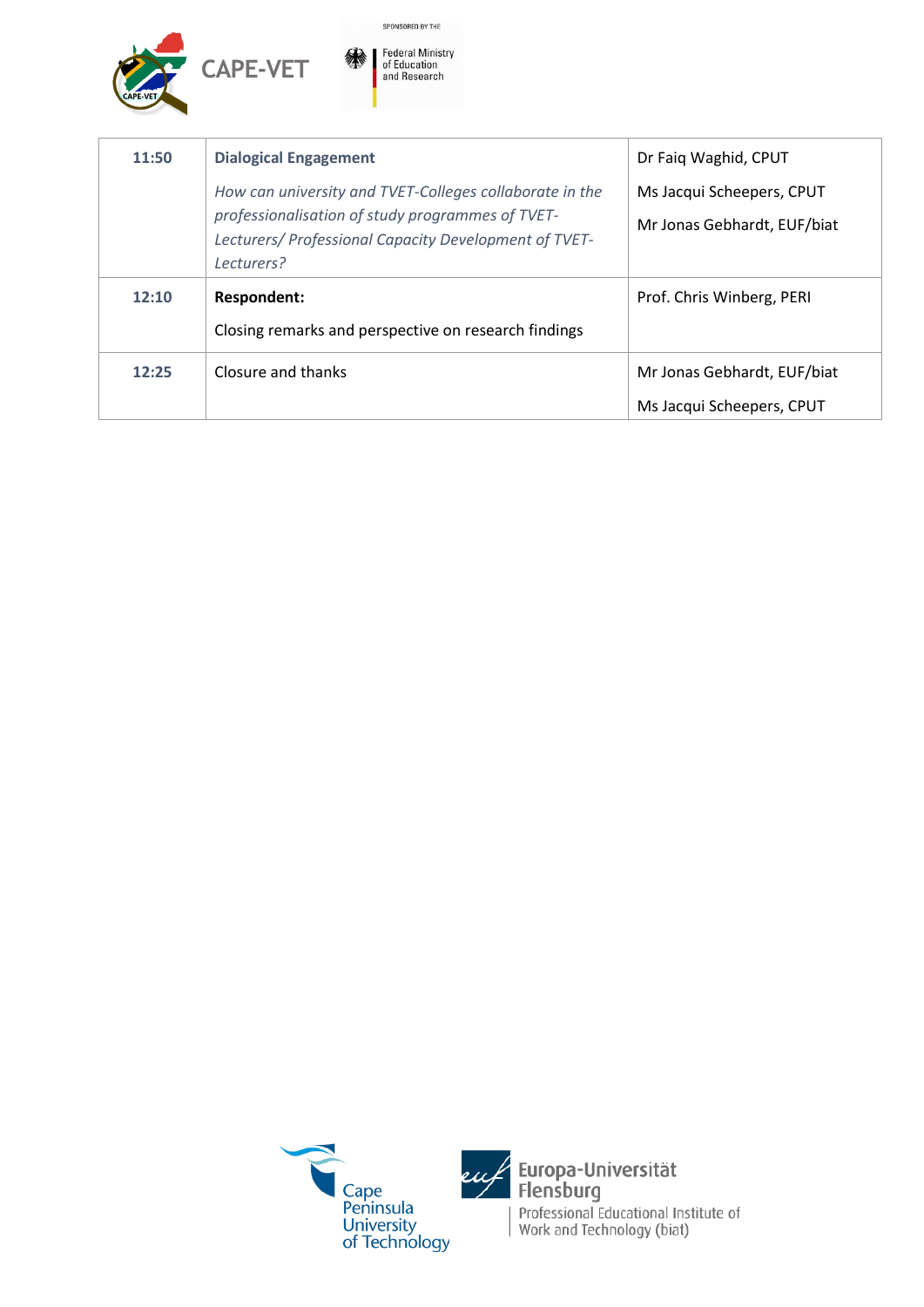| | | |
|---|---|---|
| **11:50** | **Dialogical Engagement**<br><br>*How can university and TVET-Colleges collaborate in the professionalisation of study programmes of TVET-Lecturers/ Professional Capacity Development of TVET-Lecturers?* | Dr Faiq Waghid, CPUT<br><br>Ms Jacqui Scheepers, CPUT<br><br>Mr Jonas Gebhardt, EUF/biat |
| **12:10** | **Respondent:**<br><br>Closing remarks and perspective on research findings | Prof. Chris Winberg, PERI |
| **12:25** | Closure and thanks | Mr Jonas Gebhardt, EUF/biat<br><br>Ms Jacqui Scheepers, CPUT |